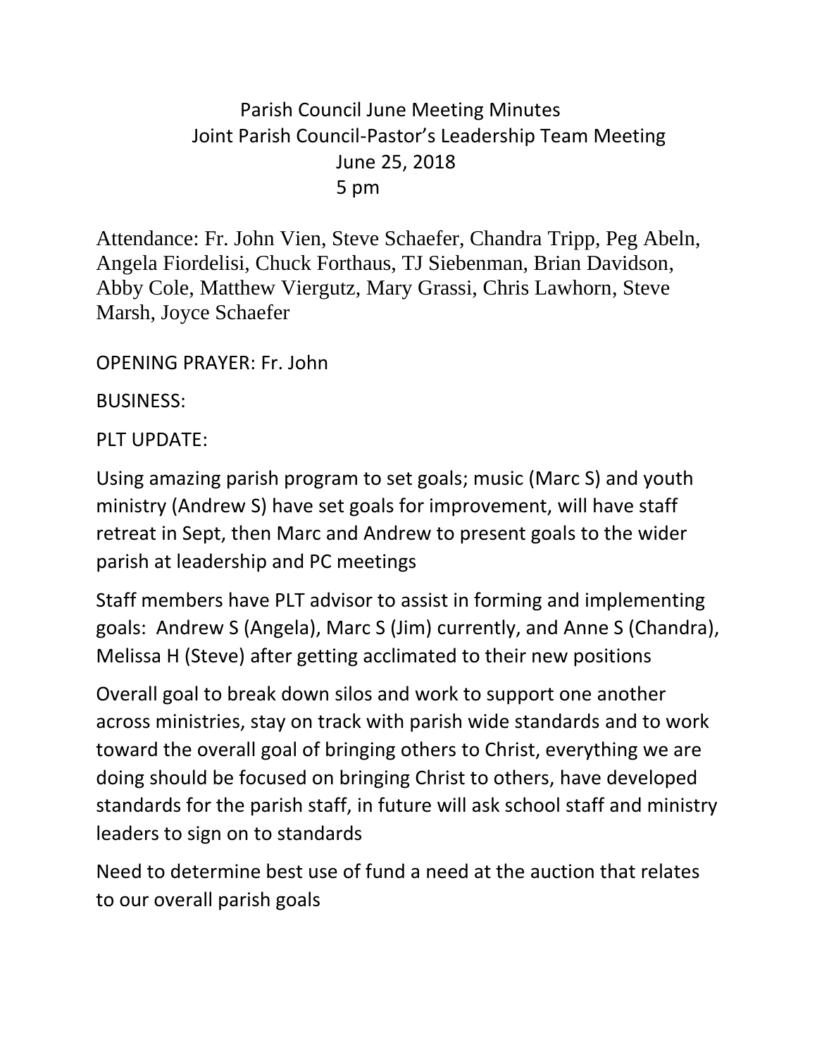# Parish Council June Meeting Minutes

## Joint Parish Council-Pastor's Leadership Team Meeting

June 25, 2018

5 pm

Attendance: Fr. John Vien, Steve Schaefer, Chandra Tripp, Peg Abeln, Angela Fiordelisi, Chuck Forthaus, TJ Siebenman, Brian Davidson, Abby Cole, Matthew Viergutz, Mary Grassi, Chris Lawhorn, Steve Marsh, Joyce Schaefer

OPENING PRAYER: Fr. John

BUSINESS:

PLT UPDATE:

Using amazing parish program to set goals; music (Marc S) and youth ministry (Andrew S) have set goals for improvement, will have staff retreat in Sept, then Marc and Andrew to present goals to the wider parish at leadership and PC meetings

Staff members have PLT advisor to assist in forming and implementing goals: Andrew S (Angela), Marc S (Jim) currently, and Anne S (Chandra), Melissa H (Steve) after getting acclimated to their new positions

Overall goal to break down silos and work to support one another across ministries, stay on track with parish wide standards and to work toward the overall goal of bringing others to Christ, everything we are doing should be focused on bringing Christ to others, have developed standards for the parish staff, in future will ask school staff and ministry leaders to sign on to standards

Need to determine best use of fund a need at the auction that relates to our overall parish goals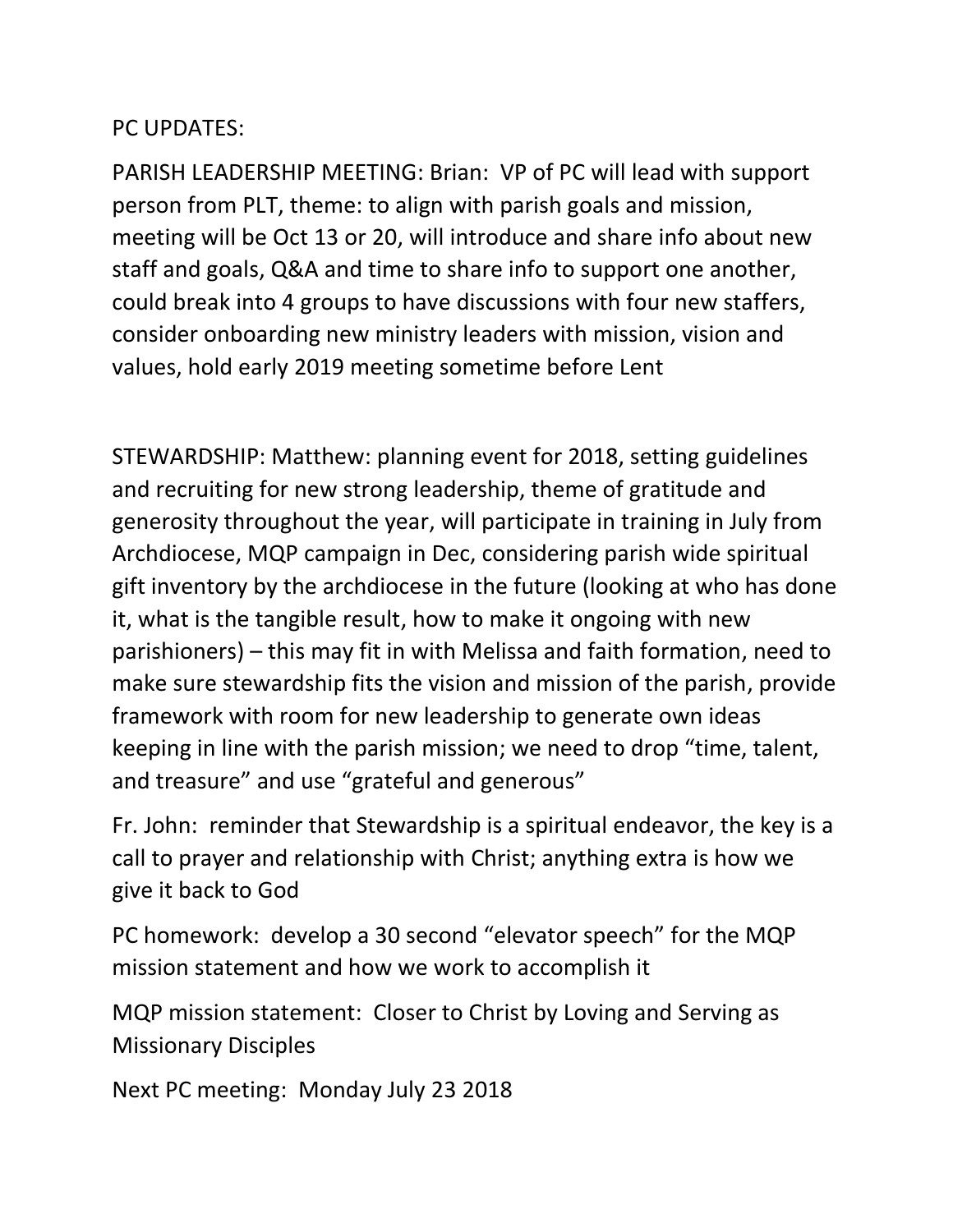PC UPDATES:

PARISH LEADERSHIP MEETING: Brian: VP of PC will lead with support person from PLT, theme: to align with parish goals and mission, meeting will be Oct 13 or 20, will introduce and share info about new staff and goals, Q&A and time to share info to support one another, could break into 4 groups to have discussions with four new staffers, consider onboarding new ministry leaders with mission, vision and values, hold early 2019 meeting sometime before Lent

STEWARDSHIP: Matthew: planning event for 2018, setting guidelines and recruiting for new strong leadership, theme of gratitude and generosity throughout the year, will participate in training in July from Archdiocese, MQP campaign in Dec, considering parish wide spiritual gift inventory by the archdiocese in the future (looking at who has done it, what is the tangible result, how to make it ongoing with new parishioners) – this may fit in with Melissa and faith formation, need to make sure stewardship fits the vision and mission of the parish, provide framework with room for new leadership to generate own ideas keeping in line with the parish mission; we need to drop "time, talent, and treasure" and use "grateful and generous"

Fr. John: reminder that Stewardship is a spiritual endeavor, the key is a call to prayer and relationship with Christ; anything extra is how we give it back to God

PC homework: develop a 30 second "elevator speech" for the MQP mission statement and how we work to accomplish it

MQP mission statement: Closer to Christ by Loving and Serving as Missionary Disciples

Next PC meeting: Monday July 23 2018